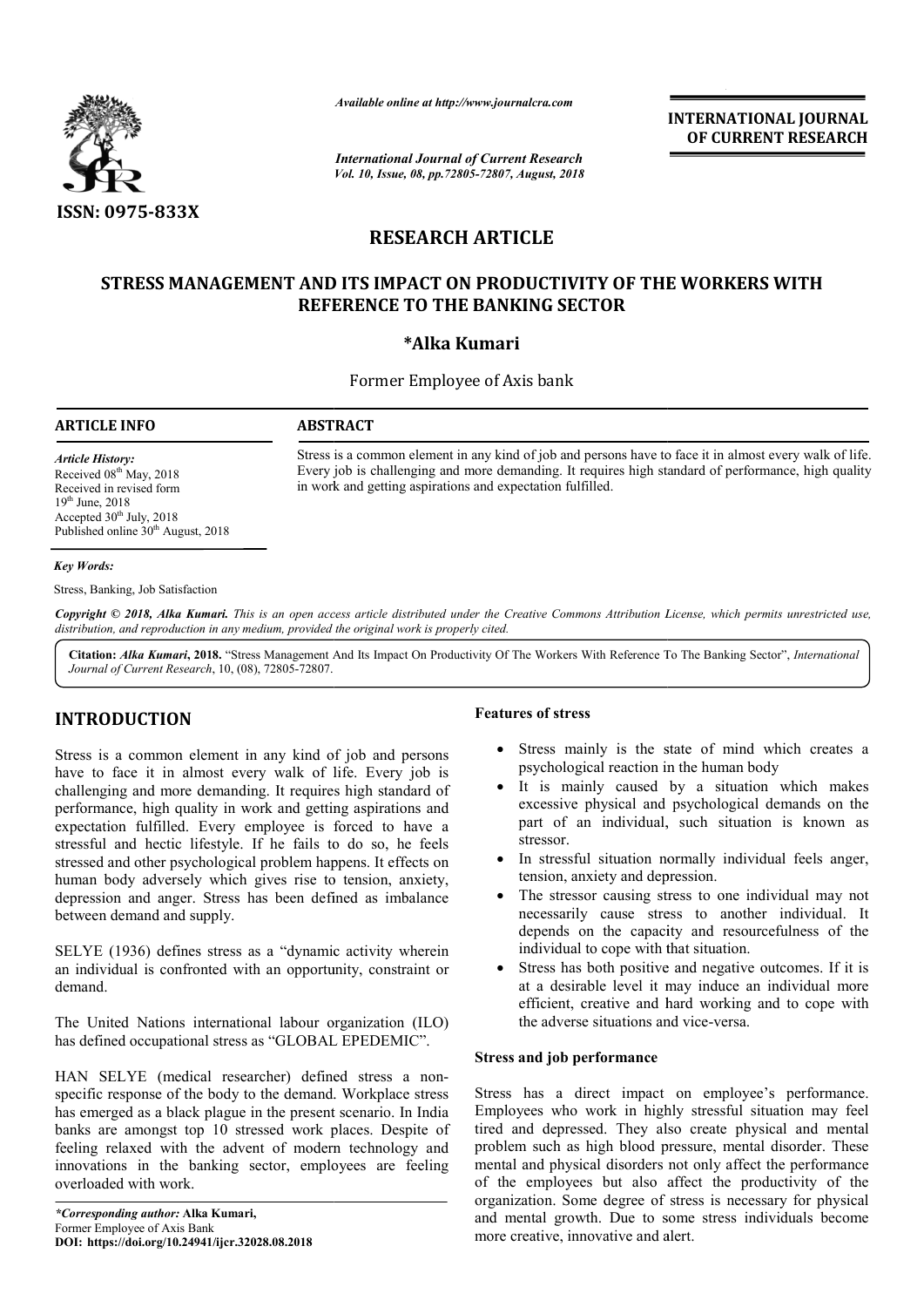# RESEARCH ARTICLE

## STRESS MANAGEMENT AND ITS IMPACT ON PRODUCTIVITY OF THE WORKERS WITH REFERENCE TO THE BANKING SECTOR

**\*Alka Kumari**

Former Employee of Axis bank

**ARTICLE INFO**

*Article History:*
Received 08th May, 2018
Received in revised form 19th June, 2018
Accepted 30th July, 2018
Published online 30th August, 2018

*Key Words:*
Stress, Banking, Job Satisfaction

**ABSTRACT**

Stress is a common element in any kind of job and persons have to face it in almost every walk of life. Every job is challenging and more demanding. It requires high standard of performance, high quality in work and getting aspirations and expectation fulfilled.

*Copyright © 2018, Alka Kumari. This is an open access article distributed under the Creative Commons Attribution License, which permits unrestricted use, distribution, and reproduction in any medium, provided the original work is properly cited.*

**Citation:** *Alka Kumari*, **2018.** "Stress Management And Its Impact On Productivity Of The Workers With Reference To The Banking Sector", *International Journal of Current Research*, 10, (08), 72805-72807.

## INTRODUCTION

Stress is a common element in any kind of job and persons have to face it in almost every walk of life. Every job is challenging and more demanding. It requires high standard of performance, high quality in work and getting aspirations and expectation fulfilled. Every employee is forced to have a stressful and hectic lifestyle. If he fails to do so, he feels stressed and other psychological problem happens. It effects on human body adversely which gives rise to tension, anxiety, depression and anger. Stress has been defined as imbalance between demand and supply.

SELYE (1936) defines stress as a "dynamic activity wherein an individual is confronted with an opportunity, constraint or demand.

The United Nations international labour organization (ILO) has defined occupational stress as "GLOBAL EPEDEMIC".

HAN SELYE (medical researcher) defined stress a non-specific response of the body to the demand. Workplace stress has emerged as a black plague in the present scenario. In India banks are amongst top 10 stressed work places. Despite of feeling relaxed with the advent of modern technology and innovations in the banking sector, employees are feeling overloaded with work.

**Features of stress**

- Stress mainly is the state of mind which creates a psychological reaction in the human body
- It is mainly caused by a situation which makes excessive physical and psychological demands on the part of an individual, such situation is known as stressor.
- In stressful situation normally individual feels anger, tension, anxiety and depression.
- The stressor causing stress to one individual may not necessarily cause stress to another individual. It depends on the capacity and resourcefulness of the individual to cope with that situation.
- Stress has both positive and negative outcomes. If it is at a desirable level it may induce an individual more efficient, creative and hard working and to cope with the adverse situations and vice-versa.

**Stress and job performance**

Stress has a direct impact on employee's performance. Employees who work in highly stressful situation may feel tired and depressed. They also create physical and mental problem such as high blood pressure, mental disorder. These mental and physical disorders not only affect the performance of the employees but also affect the productivity of the organization. Some degree of stress is necessary for physical and mental growth. Due to some stress individuals become more creative, innovative and alert.

*\*Corresponding author:* **Alka Kumari,**
Former Employee of Axis Bank
**DOI: https://doi.org/10.24941/ijcr.32028.08.2018**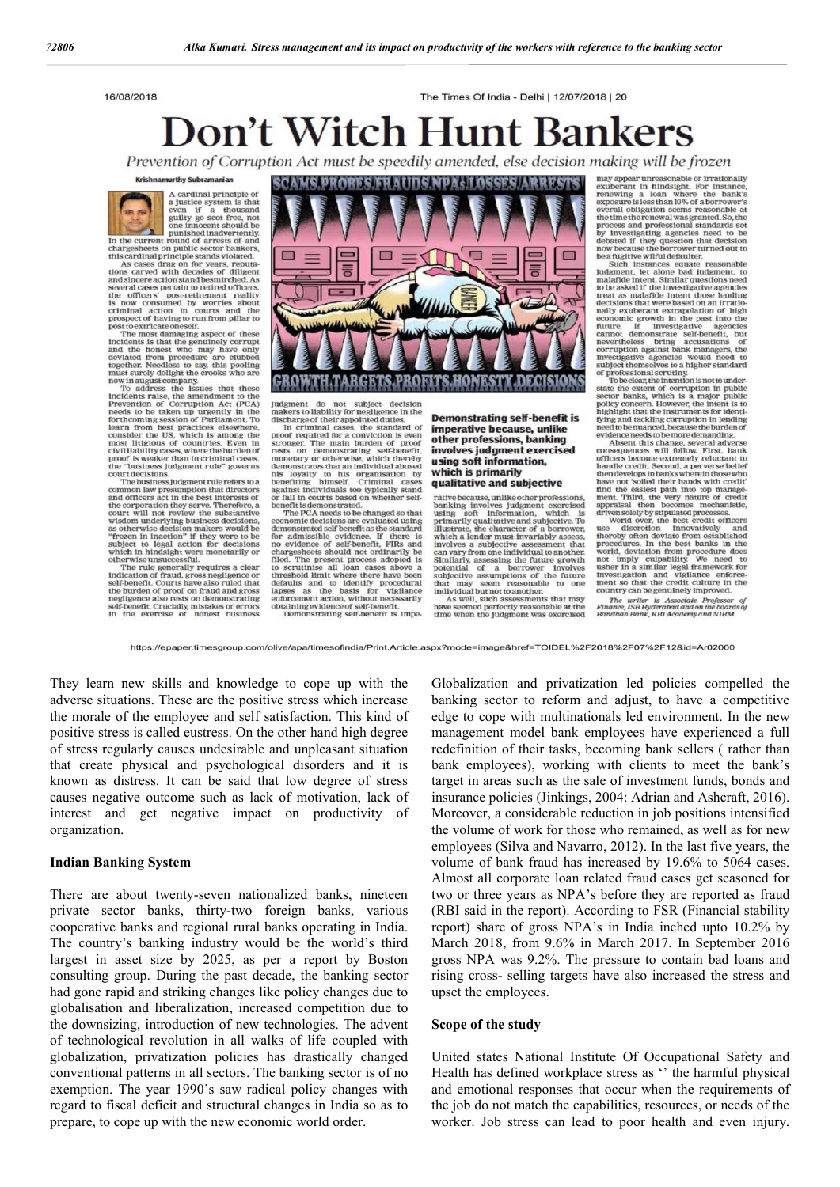They learn new skills and knowledge to cope up with the adverse situations. These are the positive stress which increase the morale of the employee and self satisfaction. This kind of positive stress is called eustress. On the other hand high degree of stress regularly causes undesirable and unpleasant situation that create physical and psychological disorders and it is known as distress. It can be said that low degree of stress causes negative outcome such as lack of motivation, lack of interest and get negative impact on productivity of organization.

## Indian Banking System

There are about twenty-seven nationalized banks, nineteen private sector banks, thirty-two foreign banks, various cooperative banks and regional rural banks operating in India. The country's banking industry would be the world's third largest in asset size by 2025, as per a report by Boston consulting group. During the past decade, the banking sector had gone rapid and striking changes like policy changes due to globalisation and liberalization, increased competition due to the downsizing, introduction of new technologies. The advent of technological revolution in all walks of life coupled with globalization, privatization policies has drastically changed conventional patterns in all sectors. The banking sector is of no exemption. The year 1990's saw radical policy changes with regard to fiscal deficit and structural changes in India so as to prepare, to cope up with the new economic world order.

Globalization and privatization led policies compelled the banking sector to reform and adjust, to have a competitive edge to cope with multinationals led environment. In the new management model bank employees have experienced a full redefinition of their tasks, becoming bank sellers ( rather than bank employees), working with clients to meet the bank's target in areas such as the sale of investment funds, bonds and insurance policies (Jinkings, 2004: Adrian and Ashcraft, 2016). Moreover, a considerable reduction in job positions intensified the volume of work for those who remained, as well as for new employees (Silva and Navarro, 2012). In the last five years, the volume of bank fraud has increased by 19.6% to 5064 cases. Almost all corporate loan related fraud cases get seasoned for two or three years as NPA's before they are reported as fraud (RBI said in the report). According to FSR (Financial stability report) share of gross NPA's in India inched upto 10.2% by March 2018, from 9.6% in March 2017. In September 2016 gross NPA was 9.2%. The pressure to contain bad loans and rising cross- selling targets have also increased the stress and upset the employees.

## Scope of the study

United states National Institute Of Occupational Safety and Health has defined workplace stress as '' the harmful physical and emotional responses that occur when the requirements of the job do not match the capabilities, resources, or needs of the worker. Job stress can lead to poor health and even injury.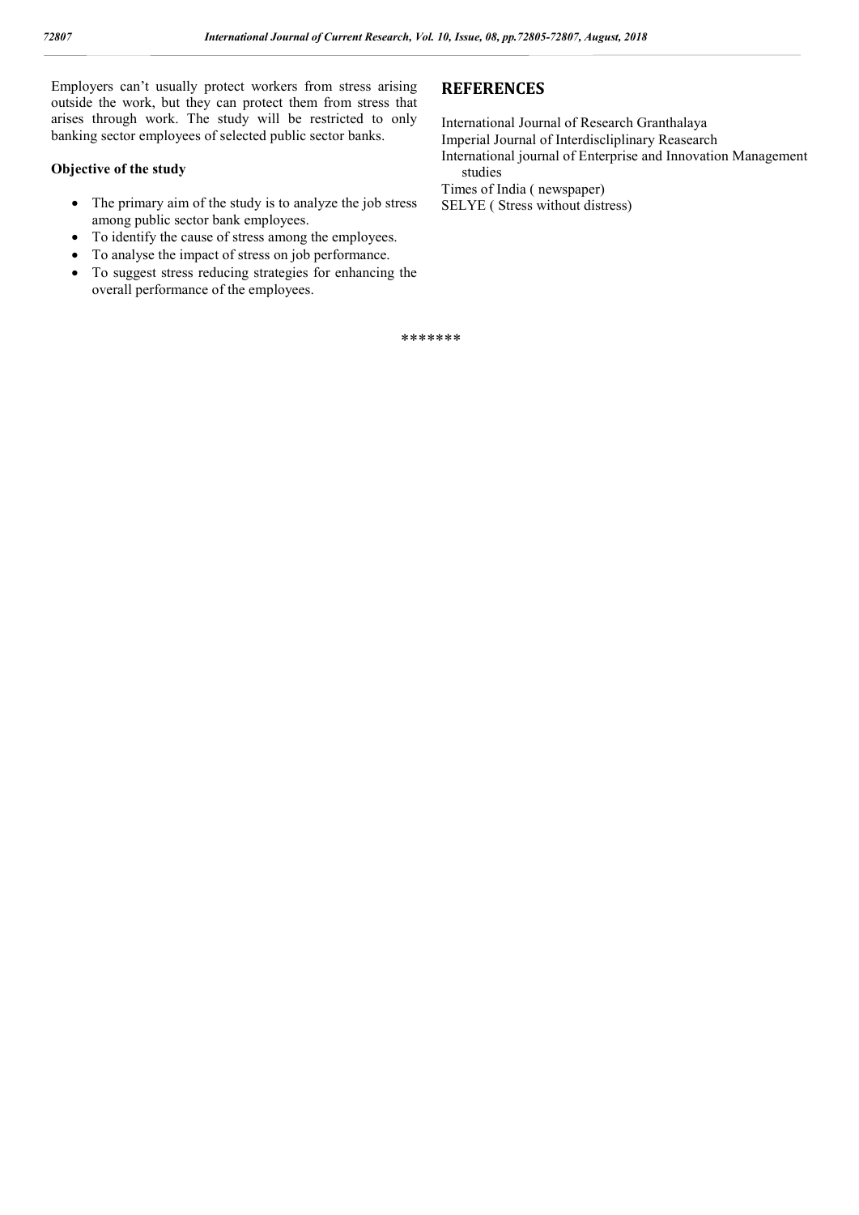Employers can't usually protect workers from stress arising outside the work, but they can protect them from stress that arises through work. The study will be restricted to only banking sector employees of selected public sector banks.

**Objective of the study**

- The primary aim of the study is to analyze the job stress among public sector bank employees.
- To identify the cause of stress among the employees.
- To analyse the impact of stress on job performance.
- To suggest stress reducing strategies for enhancing the overall performance of the employees.

## REFERENCES

International Journal of Research Granthalaya

Imperial Journal of Interdiscliplinary Reasearch

International journal of Enterprise and Innovation Management studies

Times of India ( newspaper)

SELYE ( Stress without distress)

*******